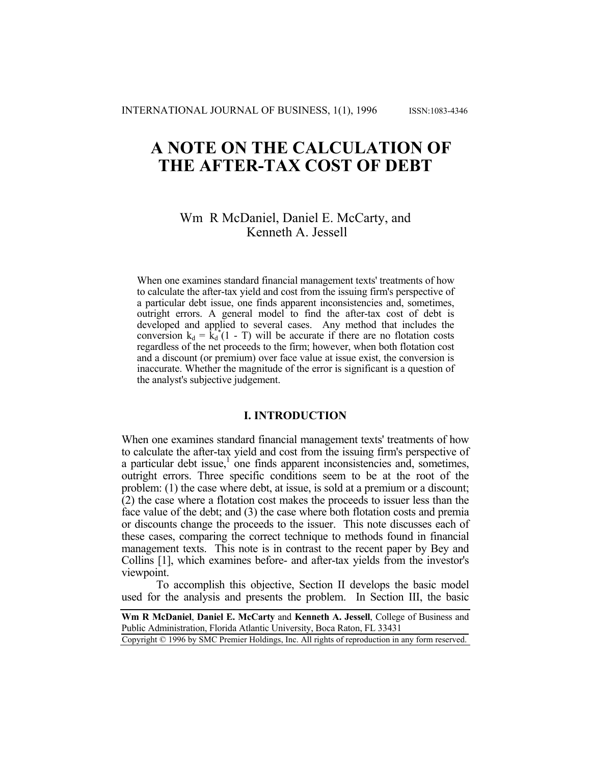INTERNATIONAL JOURNAL OF BUSINESS, 1(1), 1996 ISSN:1083-4346

# A NOTE ON THE CALCULATION OF THE AFTER-TAX COST OF DEBT

Wm R McDaniel, Daniel E. McCarty, and Kenneth A. Jessell

When one examines standard financial management texts' treatments of how to calculate the after-tax yield and cost from the issuing firm's perspective of a particular debt issue, one finds apparent inconsistencies and, sometimes, outright errors. A general model to find the after-tax cost of debt is developed and applied to several cases. Any method that includes the conversion $k_d = k_d^*(1 - T)$ will be accurate if there are no flotation costs regardless of the net proceeds to the firm; however, when both flotation cost and a discount (or premium) over face value at issue exist, the conversion is inaccurate. Whether the magnitude of the error is significant is a question of the analyst's subjective judgement.

## I. INTRODUCTION

When one examines standard financial management texts' treatments of how to calculate the after-tax yield and cost from the issuing firm's perspective of a particular debt issue,[1] one finds apparent inconsistencies and, sometimes, outright errors. Three specific conditions seem to be at the root of the problem: (1) the case where debt, at issue, is sold at a premium or a discount; (2) the case where a flotation cost makes the proceeds to issuer less than the face value of the debt; and (3) the case where both flotation costs and premia or discounts change the proceeds to the issuer. This note discusses each of these cases, comparing the correct technique to methods found in financial management texts. This note is in contrast to the recent paper by Bey and Collins [1], which examines before- and after-tax yields from the investor's viewpoint.

To accomplish this objective, Section II develops the basic model used for the analysis and presents the problem. In Section III, the basic

**Wm R McDaniel**, **Daniel E. McCarty** and **Kenneth A. Jessell**, College of Business and Public Administration, Florida Atlantic University, Boca Raton, FL 33431

Copyright © 1996 by SMC Premier Holdings, Inc. All rights of reproduction in any form reserved.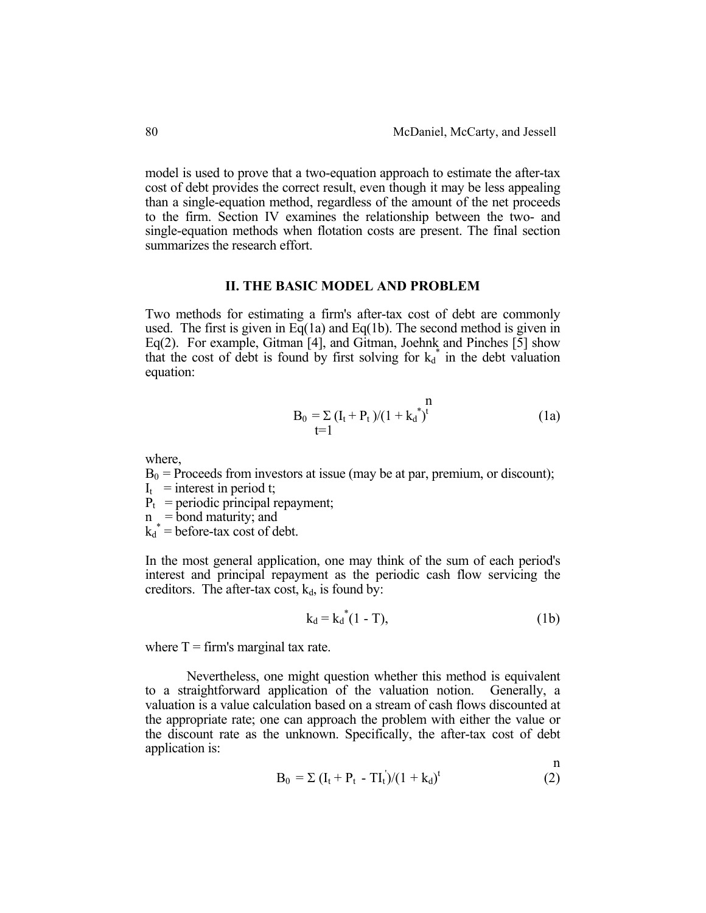model is used to prove that a two-equation approach to estimate the after-tax cost of debt provides the correct result, even though it may be less appealing than a single-equation method, regardless of the amount of the net proceeds to the firm. Section IV examines the relationship between the two- and single-equation methods when flotation costs are present. The final section summarizes the research effort.

## II. THE BASIC MODEL AND PROBLEM

Two methods for estimating a firm's after-tax cost of debt are commonly used. The first is given in Eq(1a) and Eq(1b). The second method is given in Eq(2). For example, Gitman [4], and Gitman, Joehnk and Pinches [5] show that the cost of debt is found by first solving for $k_d^*$ in the debt valuation equation:

$$B_0 = \sum_{t=1}^{n} (I_t + P_t)/(1 + k_d^*)^t \tag{1a}$$

where,

$B_0$ = Proceeds from investors at issue (may be at par, premium, or discount);
$I_t$ = interest in period t;
$P_t$ = periodic principal repayment;
n = bond maturity; and
$k_d^*$ = before-tax cost of debt.

In the most general application, one may think of the sum of each period's interest and principal repayment as the periodic cash flow servicing the creditors. The after-tax cost, $k_d$, is found by:

$$k_d = k_d^*(1 - T), \tag{1b}$$

where T = firm's marginal tax rate.

Nevertheless, one might question whether this method is equivalent to a straightforward application of the valuation notion. Generally, a valuation is a value calculation based on a stream of cash flows discounted at the appropriate rate; one can approach the problem with either the value or the discount rate as the unknown. Specifically, the after-tax cost of debt application is:

$$B_0 = \sum^{n} (I_t + P_t - TI_t^{'})/(1 + k_d)^t \tag{2}$$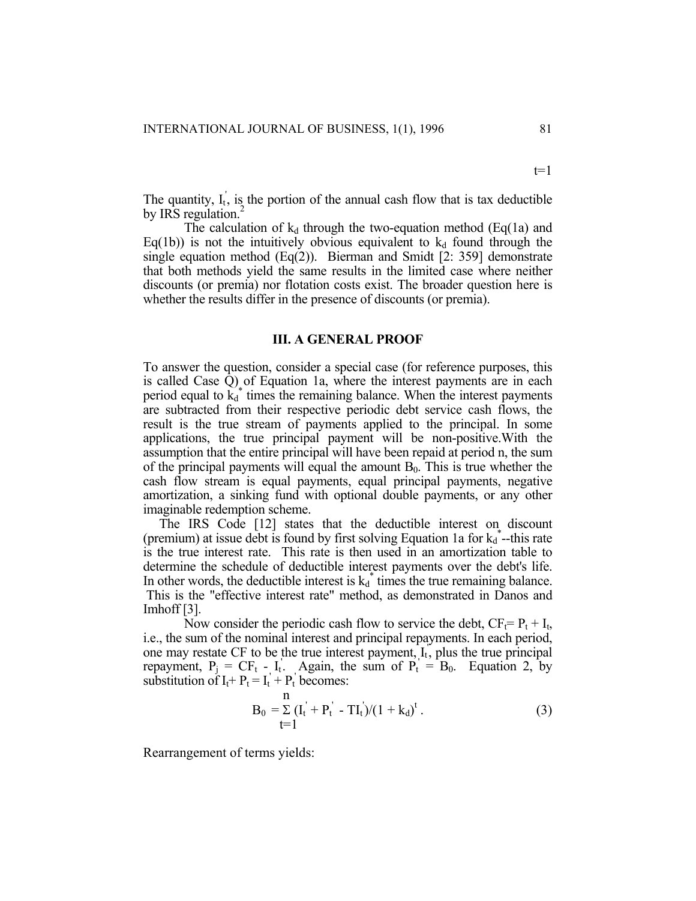t=1

The quantity, $I_t^{'}$, is the portion of the annual cash flow that is tax deductible by IRS regulation.[2]

The calculation of $k_d$ through the two-equation method (Eq(1a) and Eq(1b)) is not the intuitively obvious equivalent to $k_d$ found through the single equation method (Eq(2)). Bierman and Smidt [2: 359] demonstrate that both methods yield the same results in the limited case where neither discounts (or premia) nor flotation costs exist. The broader question here is whether the results differ in the presence of discounts (or premia).

## III. A GENERAL PROOF

To answer the question, consider a special case (for reference purposes, this is called Case Q) of Equation 1a, where the interest payments are in each period equal to $k_d^*$ times the remaining balance. When the interest payments are subtracted from their respective periodic debt service cash flows, the result is the true stream of payments applied to the principal. In some applications, the true principal payment will be non-positive.With the assumption that the entire principal will have been repaid at period n, the sum of the principal payments will equal the amount $B_0$. This is true whether the cash flow stream is equal payments, equal principal payments, negative amortization, a sinking fund with optional double payments, or any other imaginable redemption scheme.

The IRS Code [12] states that the deductible interest on discount (premium) at issue debt is found by first solving Equation 1a for $k_d^*$--this rate is the true interest rate. This rate is then used in an amortization table to determine the schedule of deductible interest payments over the debt's life. In other words, the deductible interest is $k_d^*$ times the true remaining balance. This is the "effective interest rate" method, as demonstrated in Danos and Imhoff [3].

Now consider the periodic cash flow to service the debt, $CF_t = P_t + I_t$, i.e., the sum of the nominal interest and principal repayments. In each period, one may restate CF to be the true interest payment, $I_t^{'}$, plus the true principal repayment, $P_j^{'} = CF_t - I_t^{'}$. Again, the sum of $P_t^{'} = B_0$. Equation 2, by substitution of $I_t + P_t = I_t^{'} + P_t^{'}$ becomes:

$$B_0 = \sum_{t=1}^{n} (I_t^{'} + P_t^{'} - TI_t^{'})/(1 + k_d)^t . \tag{3}$$

Rearrangement of terms yields: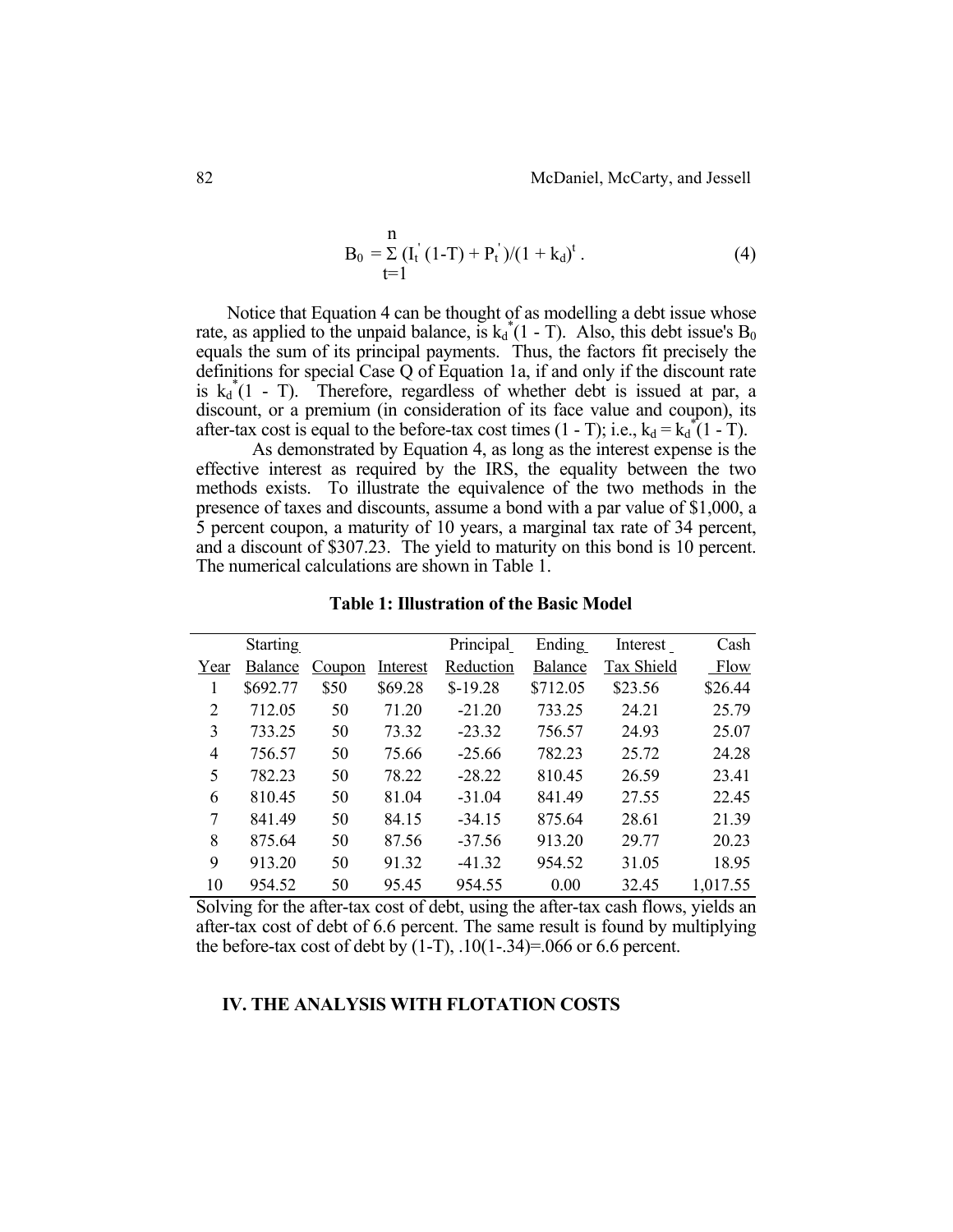$$B_0 = \sum_{t=1}^{n} (I_t^{'}(1\text{-}T) + P_t^{'})/(1 + k_d)^t \,. \tag{4}$$

Notice that Equation 4 can be thought of as modelling a debt issue whose rate, as applied to the unpaid balance, is $k_d^*(1 - T)$. Also, this debt issue's $B_0$ equals the sum of its principal payments. Thus, the factors fit precisely the definitions for special Case Q of Equation 1a, if and only if the discount rate is $k_d^*(1 - T)$. Therefore, regardless of whether debt is issued at par, a discount, or a premium (in consideration of its face value and coupon), its after-tax cost is equal to the before-tax cost times $(1 - T)$; i.e., $k_d = k_d^*(1 - T)$.

As demonstrated by Equation 4, as long as the interest expense is the effective interest as required by the IRS, the equality between the two methods exists. To illustrate the equivalence of the two methods in the presence of taxes and discounts, assume a bond with a par value of $1,000, a 5 percent coupon, a maturity of 10 years, a marginal tax rate of 34 percent, and a discount of $307.23. The yield to maturity on this bond is 10 percent. The numerical calculations are shown in Table 1.

**Table 1: Illustration of the Basic Model**

| Year | Starting Balance | Coupon | Interest | Principal Reduction | Ending Balance | Interest Tax Shield | Cash Flow |
|---|---|---|---|---|---|---|---|
| 1 | $692.77 | $50 | $69.28 | $-19.28 | $712.05 | $23.56 | $26.44 |
| 2 | 712.05 | 50 | 71.20 | -21.20 | 733.25 | 24.21 | 25.79 |
| 3 | 733.25 | 50 | 73.32 | -23.32 | 756.57 | 24.93 | 25.07 |
| 4 | 756.57 | 50 | 75.66 | -25.66 | 782.23 | 25.72 | 24.28 |
| 5 | 782.23 | 50 | 78.22 | -28.22 | 810.45 | 26.59 | 23.41 |
| 6 | 810.45 | 50 | 81.04 | -31.04 | 841.49 | 27.55 | 22.45 |
| 7 | 841.49 | 50 | 84.15 | -34.15 | 875.64 | 28.61 | 21.39 |
| 8 | 875.64 | 50 | 87.56 | -37.56 | 913.20 | 29.77 | 20.23 |
| 9 | 913.20 | 50 | 91.32 | -41.32 | 954.52 | 31.05 | 18.95 |
| 10 | 954.52 | 50 | 95.45 | 954.55 | 0.00 | 32.45 | 1,017.55 |

Solving for the after-tax cost of debt, using the after-tax cash flows, yields an after-tax cost of debt of 6.6 percent. The same result is found by multiplying the before-tax cost of debt by (1-T), .10(1-.34)=.066 or 6.6 percent.

## IV. THE ANALYSIS WITH FLOTATION COSTS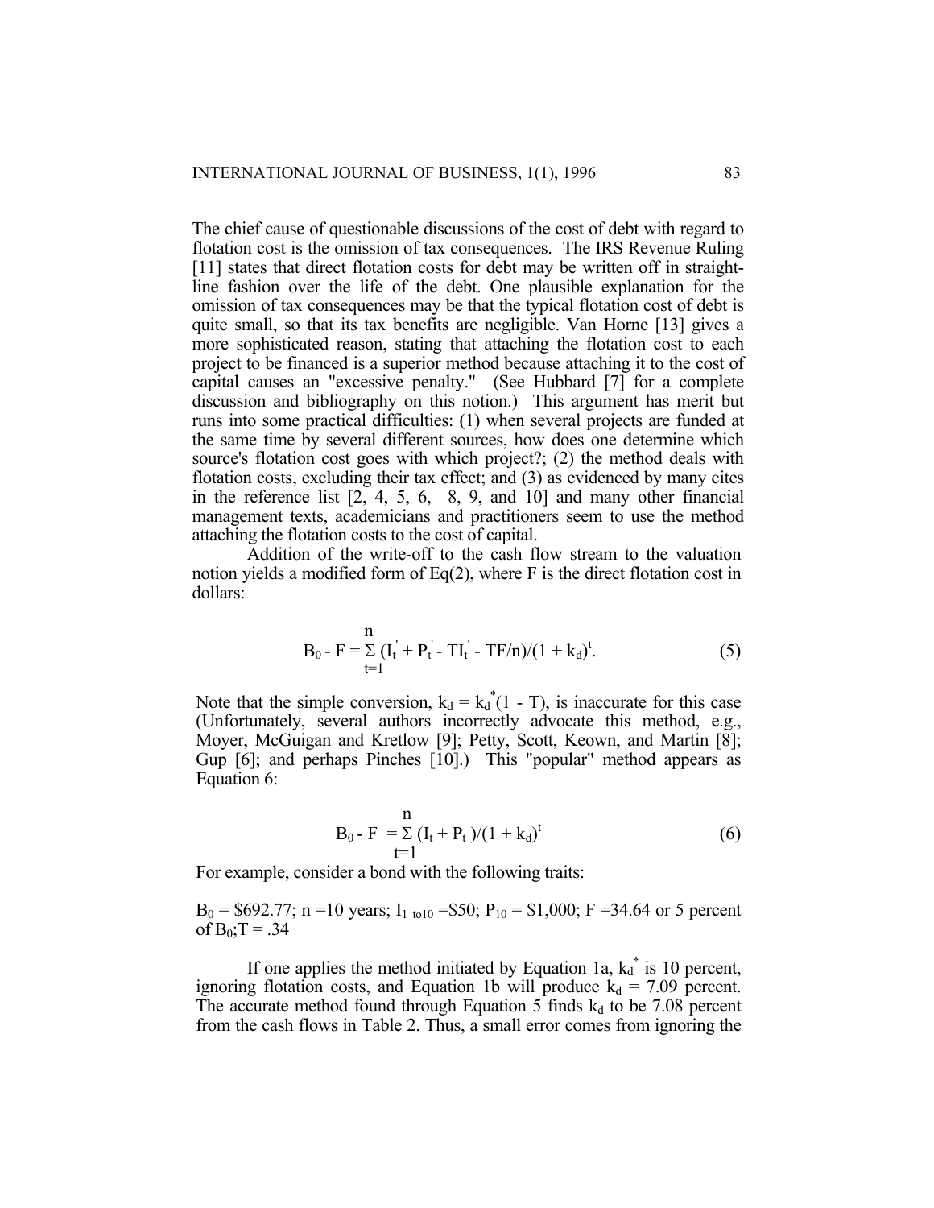The chief cause of questionable discussions of the cost of debt with regard to flotation cost is the omission of tax consequences. The IRS Revenue Ruling [11] states that direct flotation costs for debt may be written off in straight-line fashion over the life of the debt. One plausible explanation for the omission of tax consequences may be that the typical flotation cost of debt is quite small, so that its tax benefits are negligible. Van Horne [13] gives a more sophisticated reason, stating that attaching the flotation cost to each project to be financed is a superior method because attaching it to the cost of capital causes an "excessive penalty." (See Hubbard [7] for a complete discussion and bibliography on this notion.) This argument has merit but runs into some practical difficulties: (1) when several projects are funded at the same time by several different sources, how does one determine which source's flotation cost goes with which project?; (2) the method deals with flotation costs, excluding their tax effect; and (3) as evidenced by many cites in the reference list [2, 4, 5, 6, 8, 9, and 10] and many other financial management texts, academicians and practitioners seem to use the method attaching the flotation costs to the cost of capital.

Addition of the write-off to the cash flow stream to the valuation notion yields a modified form of Eq(2), where F is the direct flotation cost in dollars:

$$B_0 - F = \sum_{t=1}^{n} (I_t' + P_t' - TI_t' - TF/n)/(1 + k_d)^t. \tag{5}$$

Note that the simple conversion, $k_d = k_d^*(1 - T)$, is inaccurate for this case (Unfortunately, several authors incorrectly advocate this method, e.g., Moyer, McGuigan and Kretlow [9]; Petty, Scott, Keown, and Martin [8]; Gup [6]; and perhaps Pinches [10].) This "popular" method appears as Equation 6:

$$B_0 - F = \sum_{t=1}^{n} (I_t + P_t)/(1 + k_d)^t \tag{6}$$

For example, consider a bond with the following traits:

$B_0$ = \$692.77; n =10 years; $I_{1 \text{ to} 10}$ =\$50; $P_{10}$ = \$1,000; F =34.64 or 5 percent of $B_0$;T = .34

If one applies the method initiated by Equation 1a, $k_d^*$ is 10 percent, ignoring flotation costs, and Equation 1b will produce $k_d$ = 7.09 percent. The accurate method found through Equation 5 finds $k_d$ to be 7.08 percent from the cash flows in Table 2. Thus, a small error comes from ignoring the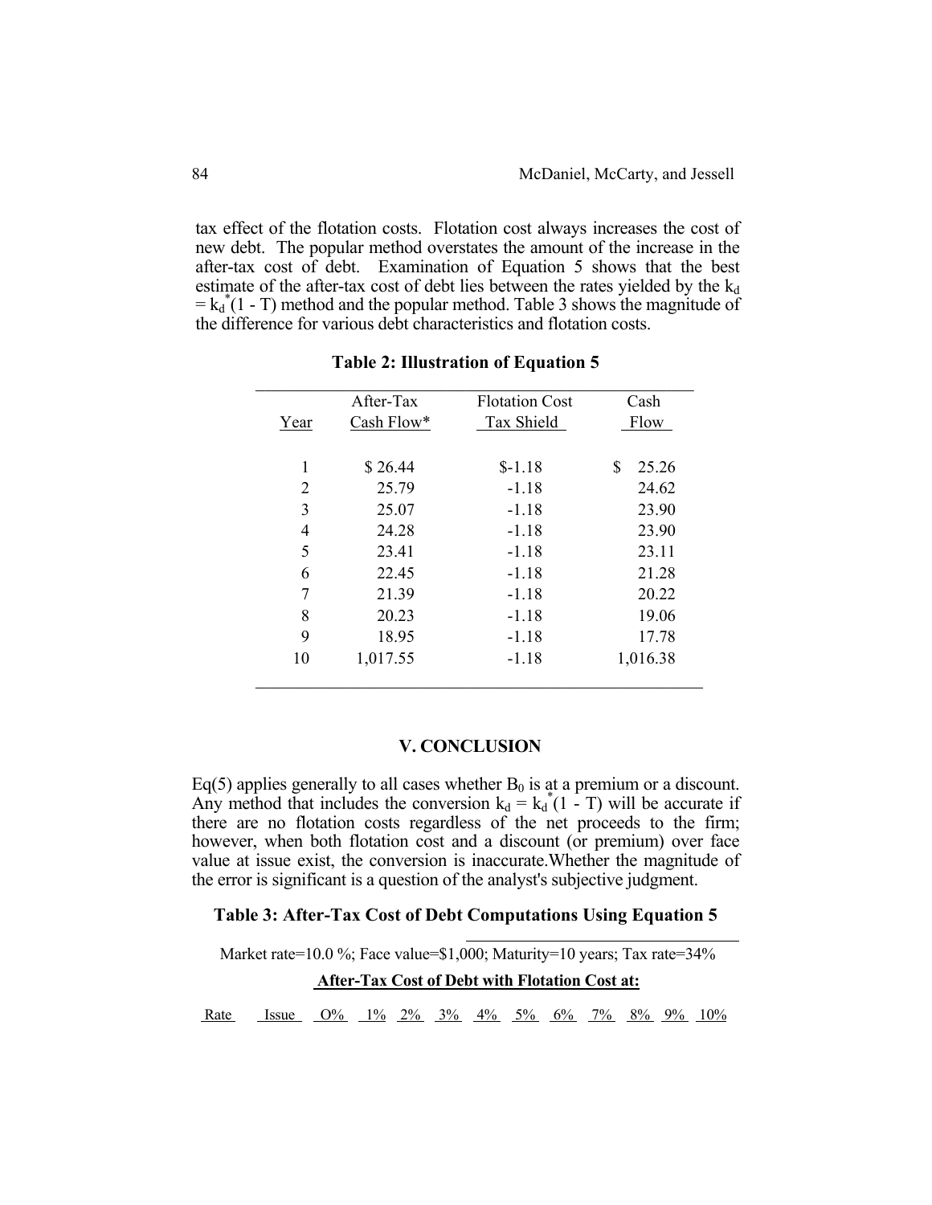tax effect of the flotation costs. Flotation cost always increases the cost of new debt. The popular method overstates the amount of the increase in the after-tax cost of debt. Examination of Equation 5 shows that the best estimate of the after-tax cost of debt lies between the rates yielded by the $k_d = k_d^*(1 - T)$ method and the popular method. Table 3 shows the magnitude of the difference for various debt characteristics and flotation costs.

**Table 2: Illustration of Equation 5**

| Year | After-Tax Cash Flow* | Flotation Cost Tax Shield | Cash Flow |
|---|---|---|---|
| 1 | $ 26.44 | $-1.18 | $ 25.26 |
| 2 | 25.79 | -1.18 | 24.62 |
| 3 | 25.07 | -1.18 | 23.90 |
| 4 | 24.28 | -1.18 | 23.90 |
| 5 | 23.41 | -1.18 | 23.11 |
| 6 | 22.45 | -1.18 | 21.28 |
| 7 | 21.39 | -1.18 | 20.22 |
| 8 | 20.23 | -1.18 | 19.06 |
| 9 | 18.95 | -1.18 | 17.78 |
| 10 | 1,017.55 | -1.18 | 1,016.38 |

## V. CONCLUSION

Eq(5) applies generally to all cases whether $B_0$ is at a premium or a discount. Any method that includes the conversion $k_d = k_d^*(1 - T)$ will be accurate if there are no flotation costs regardless of the net proceeds to the firm; however, when both flotation cost and a discount (or premium) over face value at issue exist, the conversion is inaccurate.Whether the magnitude of the error is significant is a question of the analyst's subjective judgment.

**Table 3: After-Tax Cost of Debt Computations Using Equation 5**

Market rate=10.0 %; Face value=$1,000; Maturity=10 years; Tax rate=34%

| | | After-Tax Cost of Debt with Flotation Cost at: | | | | | | | | | | |
|---|---|---|---|---|---|---|---|---|---|---|---|---|
| Rate | Issue | O% | 1% | 2% | 3% | 4% | 5% | 6% | 7% | 8% | 9% | 10% |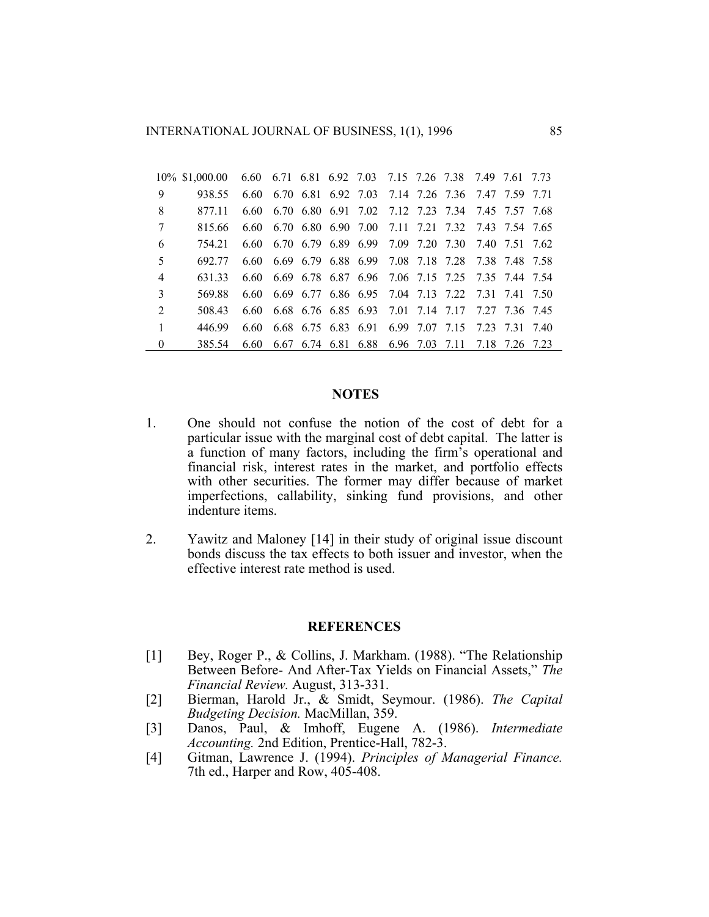| | | | | | | | | | | | | |
|---|---|---|---|---|---|---|---|---|---|---|---|---|
| 10% | $1,000.00 | 6.60 | 6.71 | 6.81 | 6.92 | 7.03 | 7.15 | 7.26 | 7.38 | 7.49 | 7.61 | 7.73 |
| 9 | 938.55 | 6.60 | 6.70 | 6.81 | 6.92 | 7.03 | 7.14 | 7.26 | 7.36 | 7.47 | 7.59 | 7.71 |
| 8 | 877.11 | 6.60 | 6.70 | 6.80 | 6.91 | 7.02 | 7.12 | 7.23 | 7.34 | 7.45 | 7.57 | 7.68 |
| 7 | 815.66 | 6.60 | 6.70 | 6.80 | 6.90 | 7.00 | 7.11 | 7.21 | 7.32 | 7.43 | 7.54 | 7.65 |
| 6 | 754.21 | 6.60 | 6.70 | 6.79 | 6.89 | 6.99 | 7.09 | 7.20 | 7.30 | 7.40 | 7.51 | 7.62 |
| 5 | 692.77 | 6.60 | 6.69 | 6.79 | 6.88 | 6.99 | 7.08 | 7.18 | 7.28 | 7.38 | 7.48 | 7.58 |
| 4 | 631.33 | 6.60 | 6.69 | 6.78 | 6.87 | 6.96 | 7.06 | 7.15 | 7.25 | 7.35 | 7.44 | 7.54 |
| 3 | 569.88 | 6.60 | 6.69 | 6.77 | 6.86 | 6.95 | 7.04 | 7.13 | 7.22 | 7.31 | 7.41 | 7.50 |
| 2 | 508.43 | 6.60 | 6.68 | 6.76 | 6.85 | 6.93 | 7.01 | 7.14 | 7.17 | 7.27 | 7.36 | 7.45 |
| 1 | 446.99 | 6.60 | 6.68 | 6.75 | 6.83 | 6.91 | 6.99 | 7.07 | 7.15 | 7.23 | 7.31 | 7.40 |
| 0 | 385.54 | 6.60 | 6.67 | 6.74 | 6.81 | 6.88 | 6.96 | 7.03 | 7.11 | 7.18 | 7.26 | 7.23 |

## NOTES

1. One should not confuse the notion of the cost of debt for a particular issue with the marginal cost of debt capital. The latter is a function of many factors, including the firm's operational and financial risk, interest rates in the market, and portfolio effects with other securities. The former may differ because of market imperfections, callability, sinking fund provisions, and other indenture items.

2. Yawitz and Maloney [14] in their study of original issue discount bonds discuss the tax effects to both issuer and investor, when the effective interest rate method is used.

## REFERENCES

[1] Bey, Roger P., & Collins, J. Markham. (1988). "The Relationship Between Before- And After-Tax Yields on Financial Assets," *The Financial Review.* August, 313-331.

[2] Bierman, Harold Jr., & Smidt, Seymour. (1986). *The Capital Budgeting Decision.* MacMillan, 359.

[3] Danos, Paul, & Imhoff, Eugene A. (1986). *Intermediate Accounting.* 2nd Edition, Prentice-Hall, 782-3.

[4] Gitman, Lawrence J. (1994). *Principles of Managerial Finance.* 7th ed., Harper and Row, 405-408.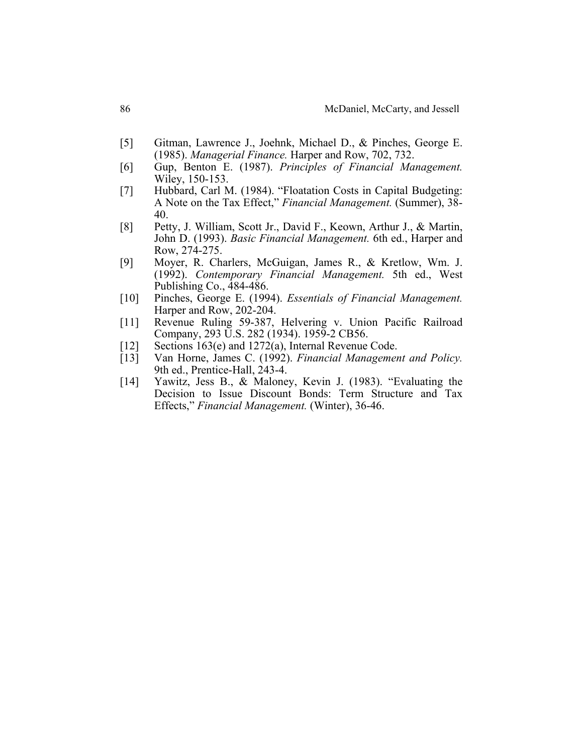[5] Gitman, Lawrence J., Joehnk, Michael D., & Pinches, George E. (1985). *Managerial Finance.* Harper and Row, 702, 732.

[6] Gup, Benton E. (1987). *Principles of Financial Management.* Wiley, 150-153.

[7] Hubbard, Carl M. (1984). "Floatation Costs in Capital Budgeting: A Note on the Tax Effect," *Financial Management.* (Summer), 38-40.

[8] Petty, J. William, Scott Jr., David F., Keown, Arthur J., & Martin, John D. (1993). *Basic Financial Management.* 6th ed., Harper and Row, 274-275.

[9] Moyer, R. Charlers, McGuigan, James R., & Kretlow, Wm. J. (1992). *Contemporary Financial Management.* 5th ed., West Publishing Co., 484-486.

[10] Pinches, George E. (1994). *Essentials of Financial Management.* Harper and Row, 202-204.

[11] Revenue Ruling 59-387, Helvering v. Union Pacific Railroad Company, 293 U.S. 282 (1934). 1959-2 CB56.

[12] Sections 163(e) and 1272(a), Internal Revenue Code.

[13] Van Horne, James C. (1992). *Financial Management and Policy.* 9th ed., Prentice-Hall, 243-4.

[14] Yawitz, Jess B., & Maloney, Kevin J. (1983). "Evaluating the Decision to Issue Discount Bonds: Term Structure and Tax Effects," *Financial Management.* (Winter), 36-46.